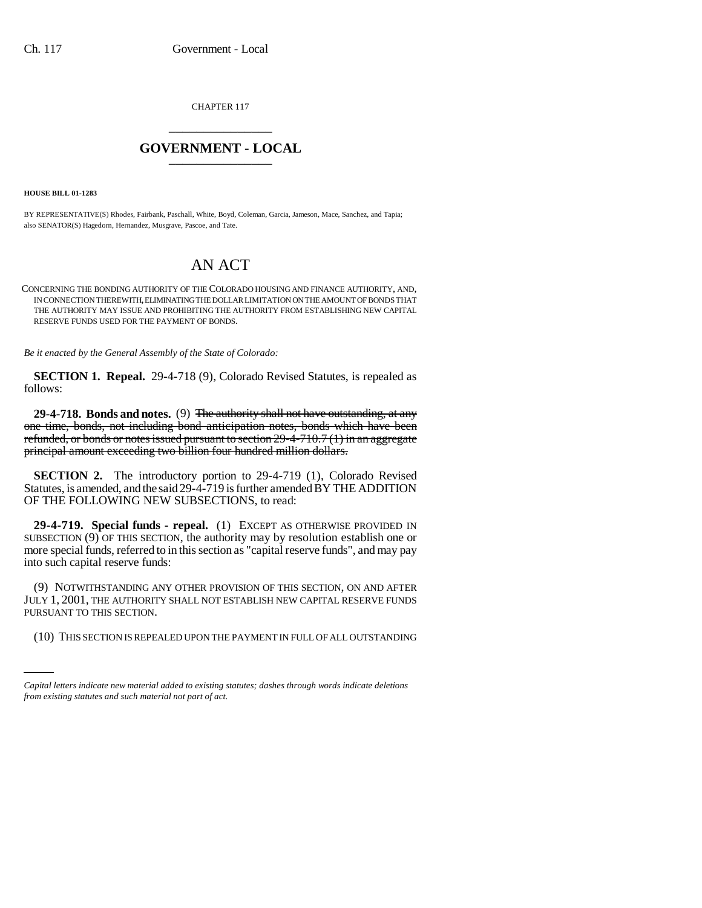CHAPTER 117

# GOVERNMENT - LOCAL

**HOUSE BILL 01-1283**

BY REPRESENTATIVE(S) Rhodes, Fairbank, Paschall, White, Boyd, Coleman, Garcia, Jameson, Mace, Sanchez, and Tapia; also SENATOR(S) Hagedorn, Hernandez, Musgrave, Pascoe, and Tate.

# AN ACT

CONCERNING THE BONDING AUTHORITY OF THE COLORADO HOUSING AND FINANCE AUTHORITY, AND, IN CONNECTION THEREWITH, ELIMINATING THE DOLLAR LIMITATION ON THE AMOUNT OF BONDS THAT THE AUTHORITY MAY ISSUE AND PROHIBITING THE AUTHORITY FROM ESTABLISHING NEW CAPITAL RESERVE FUNDS USED FOR THE PAYMENT OF BONDS.

*Be it enacted by the General Assembly of the State of Colorado:*

**SECTION 1. Repeal.** 29-4-718 (9), Colorado Revised Statutes, is repealed as follows:

**29-4-718. Bonds and notes.** (9) ~~The authority shall not have outstanding, at any one time, bonds, not including bond anticipation notes, bonds which have been refunded, or bonds or notes issued pursuant to section 29-4-710.7 (1) in an aggregate principal amount exceeding two billion four hundred million dollars.~~

**SECTION 2.** The introductory portion to 29-4-719 (1), Colorado Revised Statutes, is amended, and the said 29-4-719 is further amended BY THE ADDITION OF THE FOLLOWING NEW SUBSECTIONS, to read:

**29-4-719. Special funds - repeal.** (1) EXCEPT AS OTHERWISE PROVIDED IN SUBSECTION (9) OF THIS SECTION, the authority may by resolution establish one or more special funds, referred to in this section as "capital reserve funds", and may pay into such capital reserve funds:

(9) NOTWITHSTANDING ANY OTHER PROVISION OF THIS SECTION, ON AND AFTER JULY 1, 2001, THE AUTHORITY SHALL NOT ESTABLISH NEW CAPITAL RESERVE FUNDS PURSUANT TO THIS SECTION.

(10) THIS SECTION IS REPEALED UPON THE PAYMENT IN FULL OF ALL OUTSTANDING

*Capital letters indicate new material added to existing statutes; dashes through words indicate deletions from existing statutes and such material not part of act.*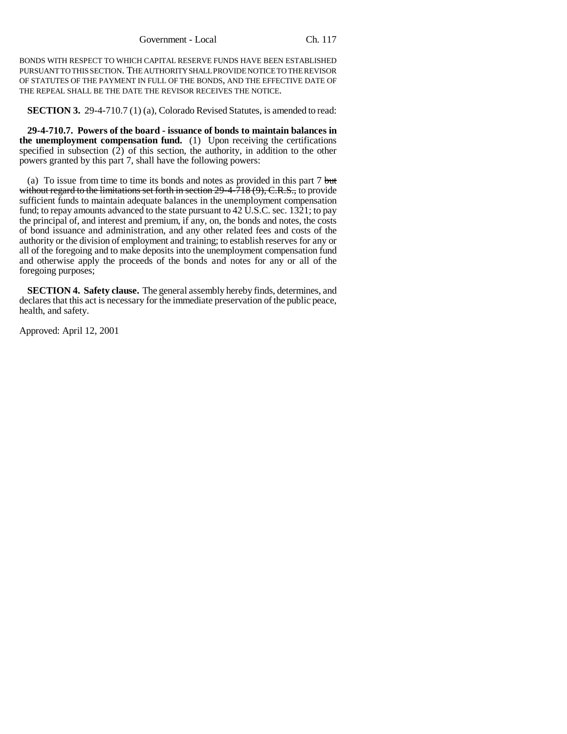BONDS WITH RESPECT TO WHICH CAPITAL RESERVE FUNDS HAVE BEEN ESTABLISHED PURSUANT TO THIS SECTION. THE AUTHORITY SHALL PROVIDE NOTICE TO THE REVISOR OF STATUTES OF THE PAYMENT IN FULL OF THE BONDS, AND THE EFFECTIVE DATE OF THE REPEAL SHALL BE THE DATE THE REVISOR RECEIVES THE NOTICE.

**SECTION 3.** 29-4-710.7 (1) (a), Colorado Revised Statutes, is amended to read:

**29-4-710.7. Powers of the board - issuance of bonds to maintain balances in the unemployment compensation fund.** (1) Upon receiving the certifications specified in subsection (2) of this section, the authority, in addition to the other powers granted by this part 7, shall have the following powers:

(a) To issue from time to time its bonds and notes as provided in this part 7 ~~but without regard to the limitations set forth in section 29-4-718 (9), C.R.S.,~~ to provide sufficient funds to maintain adequate balances in the unemployment compensation fund; to repay amounts advanced to the state pursuant to 42 U.S.C. sec. 1321; to pay the principal of, and interest and premium, if any, on, the bonds and notes, the costs of bond issuance and administration, and any other related fees and costs of the authority or the division of employment and training; to establish reserves for any or all of the foregoing and to make deposits into the unemployment compensation fund and otherwise apply the proceeds of the bonds and notes for any or all of the foregoing purposes;

**SECTION 4. Safety clause.** The general assembly hereby finds, determines, and declares that this act is necessary for the immediate preservation of the public peace, health, and safety.

Approved: April 12, 2001